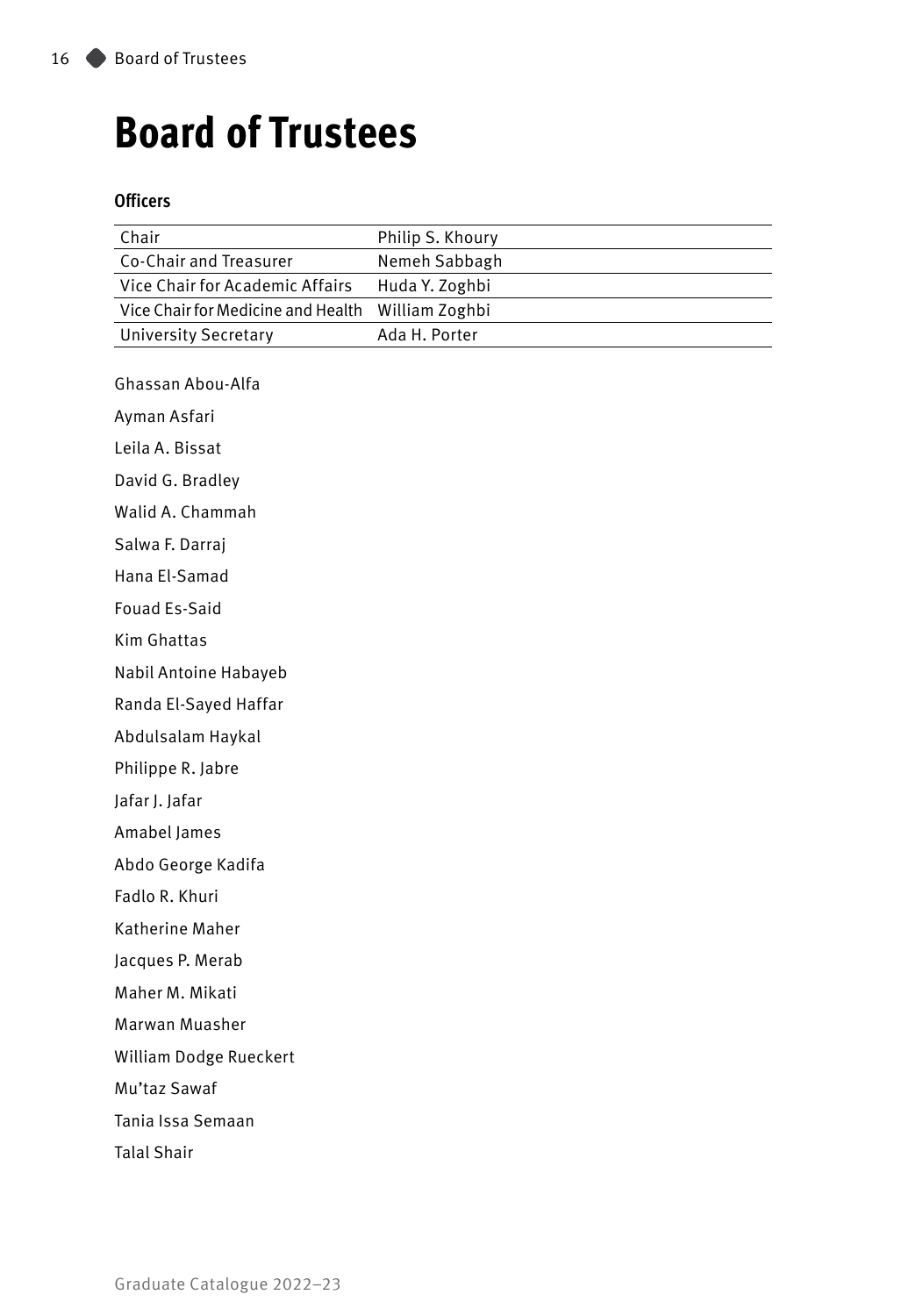# Board of Trustees

### Officers

| | |
|---|---|
| Chair | Philip S. Khoury |
| Co-Chair and Treasurer | Nemeh Sabbagh |
| Vice Chair for Academic Affairs | Huda Y. Zoghbi |
| Vice Chair for Medicine and Health | William Zoghbi |
| University Secretary | Ada H. Porter |

Ghassan Abou-Alfa

Ayman Asfari

Leila A. Bissat

David G. Bradley

Walid A. Chammah

Salwa F. Darraj

Hana El-Samad

Fouad Es-Said

Kim Ghattas

Nabil Antoine Habayeb

Randa El-Sayed Haffar

Abdulsalam Haykal

Philippe R. Jabre

Jafar J. Jafar

Amabel James

Abdo George Kadifa

Fadlo R. Khuri

Katherine Maher

Jacques P. Merab

Maher M. Mikati

Marwan Muasher

William Dodge Rueckert

Mu'taz Sawaf

Tania Issa Semaan

Talal Shair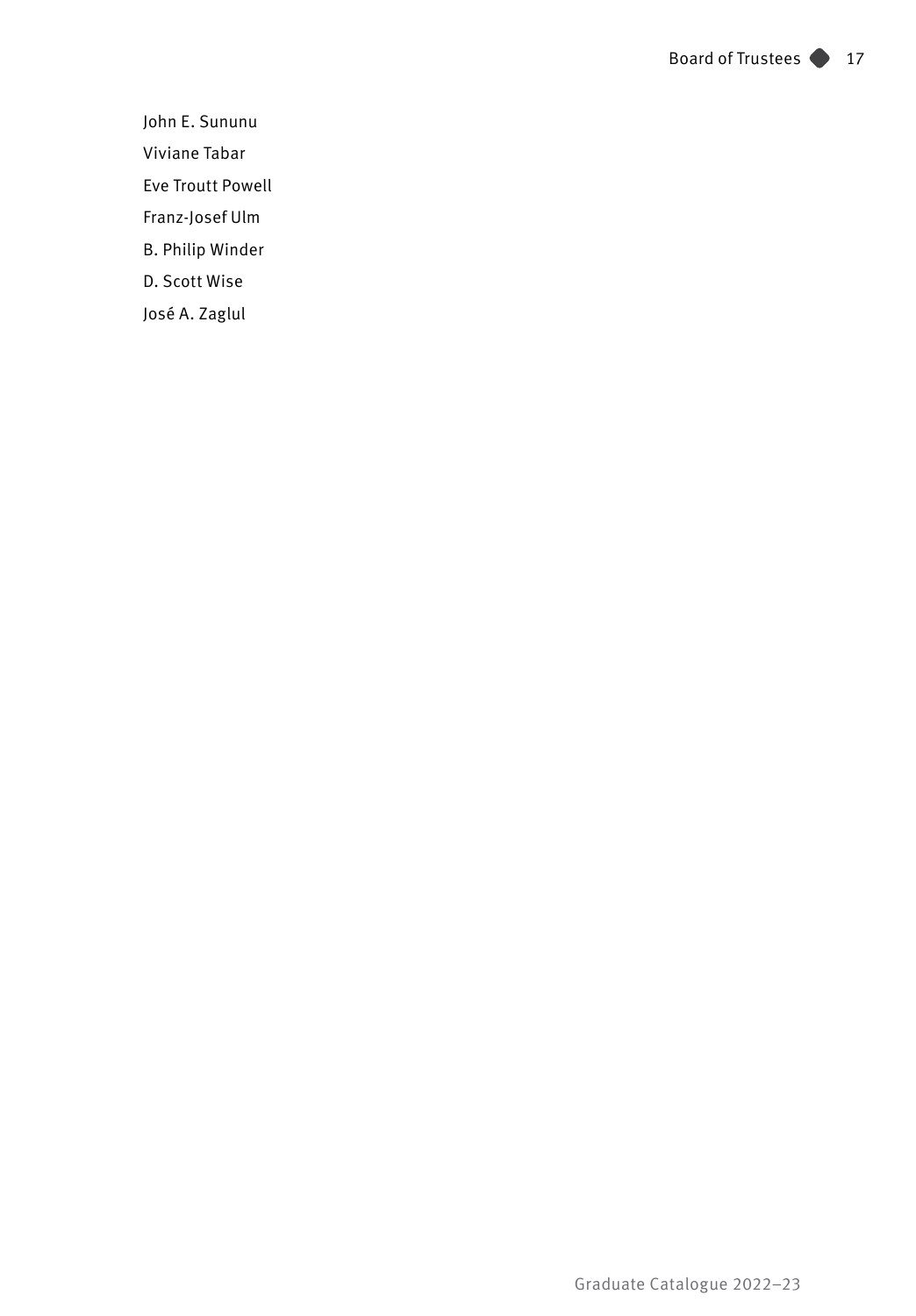John E. Sununu

Viviane Tabar

Eve Troutt Powell

Franz-Josef Ulm

B. Philip Winder

D. Scott Wise

José A. Zaglul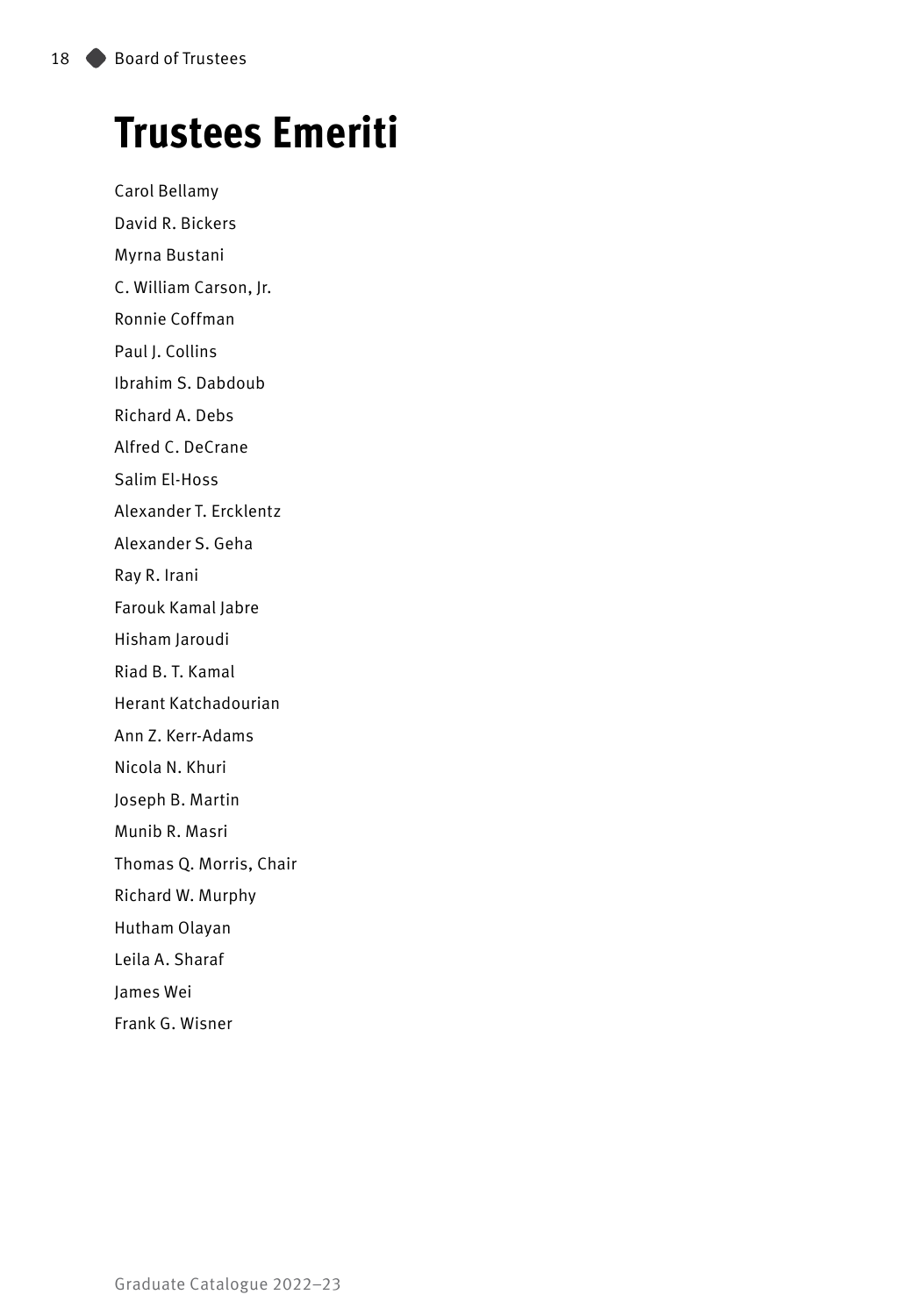# Trustees Emeriti

Carol Bellamy

David R. Bickers

Myrna Bustani

C. William Carson, Jr.

Ronnie Coffman

Paul J. Collins

Ibrahim S. Dabdoub

Richard A. Debs

Alfred C. DeCrane

Salim El-Hoss

Alexander T. Ercklentz

Alexander S. Geha

Ray R. Irani

Farouk Kamal Jabre

Hisham Jaroudi

Riad B. T. Kamal

Herant Katchadourian

Ann Z. Kerr-Adams

Nicola N. Khuri

Joseph B. Martin

Munib R. Masri

Thomas Q. Morris, Chair

Richard W. Murphy

Hutham Olayan

Leila A. Sharaf

James Wei

Frank G. Wisner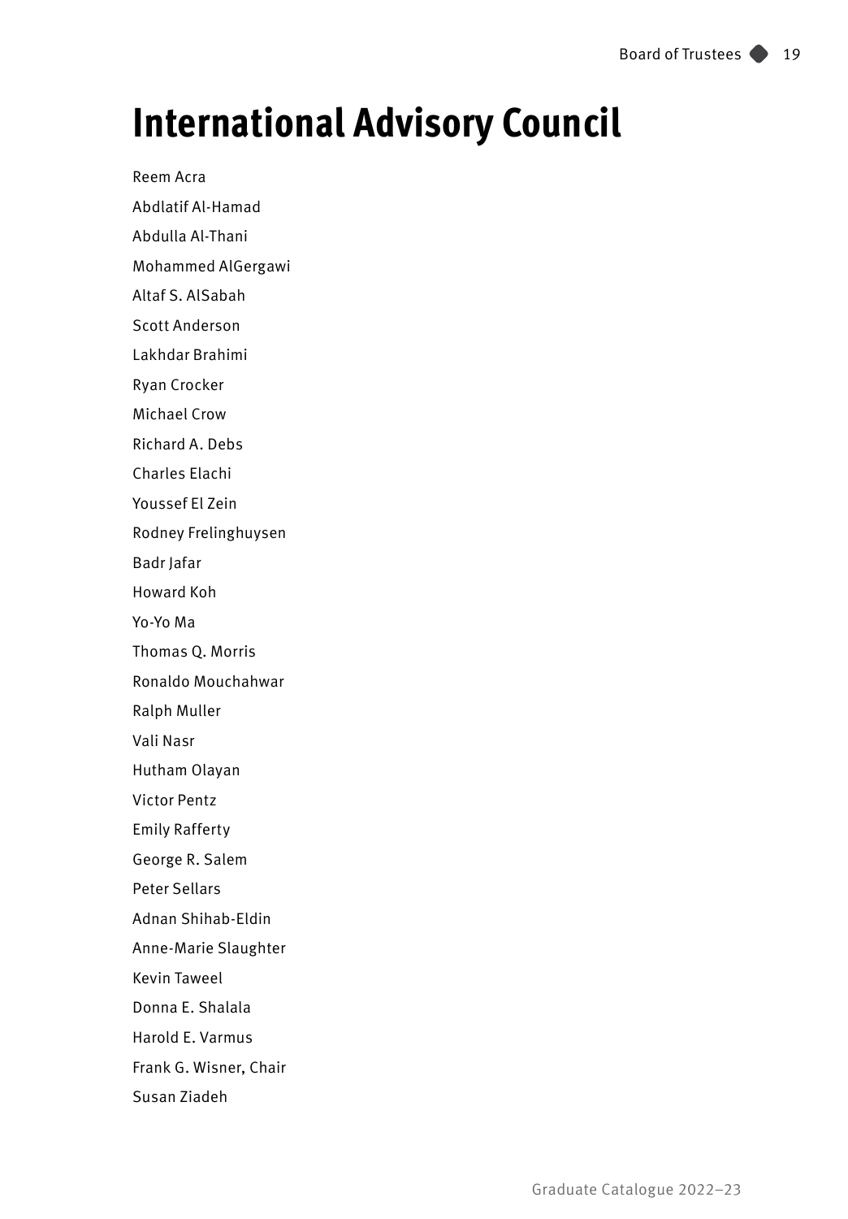# International Advisory Council

Reem Acra

Abdlatif Al-Hamad

Abdulla Al-Thani

Mohammed AlGergawi

Altaf S. AlSabah

Scott Anderson

Lakhdar Brahimi

Ryan Crocker

Michael Crow

Richard A. Debs

Charles Elachi

Youssef El Zein

Rodney Frelinghuysen

Badr Jafar

Howard Koh

Yo-Yo Ma

Thomas Q. Morris

Ronaldo Mouchahwar

Ralph Muller

Vali Nasr

Hutham Olayan

Victor Pentz

Emily Rafferty

George R. Salem

Peter Sellars

Adnan Shihab-Eldin

Anne-Marie Slaughter

Kevin Taweel

Donna E. Shalala

Harold E. Varmus

Frank G. Wisner, Chair

Susan Ziadeh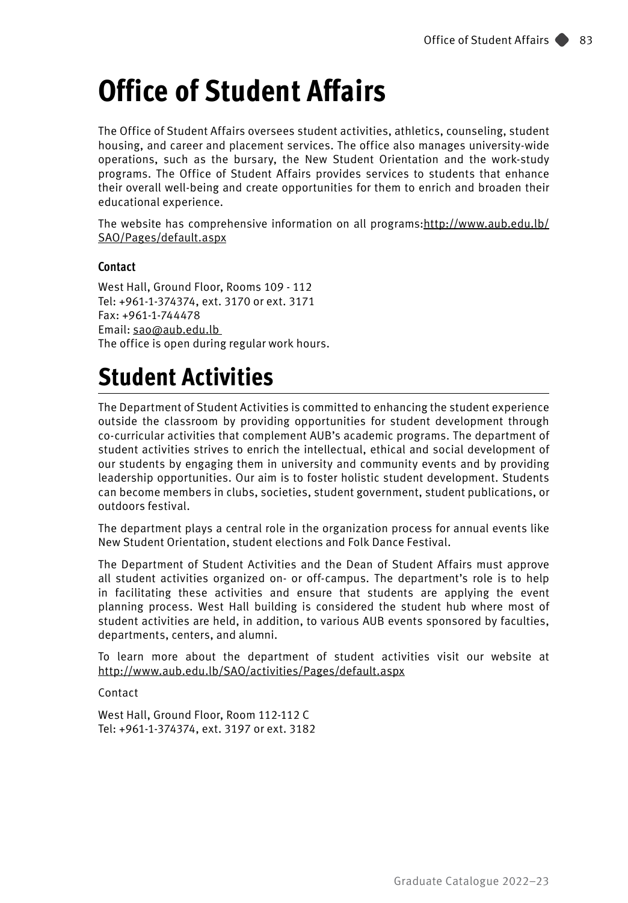# Office of Student Affairs

The Office of Student Affairs oversees student activities, athletics, counseling, student housing, and career and placement services. The office also manages university-wide operations, such as the bursary, the New Student Orientation and the work-study programs. The Office of Student Affairs provides services to students that enhance their overall well-being and create opportunities for them to enrich and broaden their educational experience.

The website has comprehensive information on all programs:http://www.aub.edu.lb/SAO/Pages/default.aspx

### Contact

West Hall, Ground Floor, Rooms 109 - 112
Tel: +961-1-374374, ext. 3170 or ext. 3171
Fax: +961-1-744478
Email: sao@aub.edu.lb
The office is open during regular work hours.

# Student Activities

The Department of Student Activities is committed to enhancing the student experience outside the classroom by providing opportunities for student development through co-curricular activities that complement AUB's academic programs. The department of student activities strives to enrich the intellectual, ethical and social development of our students by engaging them in university and community events and by providing leadership opportunities. Our aim is to foster holistic student development. Students can become members in clubs, societies, student government, student publications, or outdoors festival.

The department plays a central role in the organization process for annual events like New Student Orientation, student elections and Folk Dance Festival.

The Department of Student Activities and the Dean of Student Affairs must approve all student activities organized on- or off-campus. The department's role is to help in facilitating these activities and ensure that students are applying the event planning process. West Hall building is considered the student hub where most of student activities are held, in addition, to various AUB events sponsored by faculties, departments, centers, and alumni.

To learn more about the department of student activities visit our website at http://www.aub.edu.lb/SAO/activities/Pages/default.aspx

Contact

West Hall, Ground Floor, Room 112-112 C
Tel: +961-1-374374, ext. 3197 or ext. 3182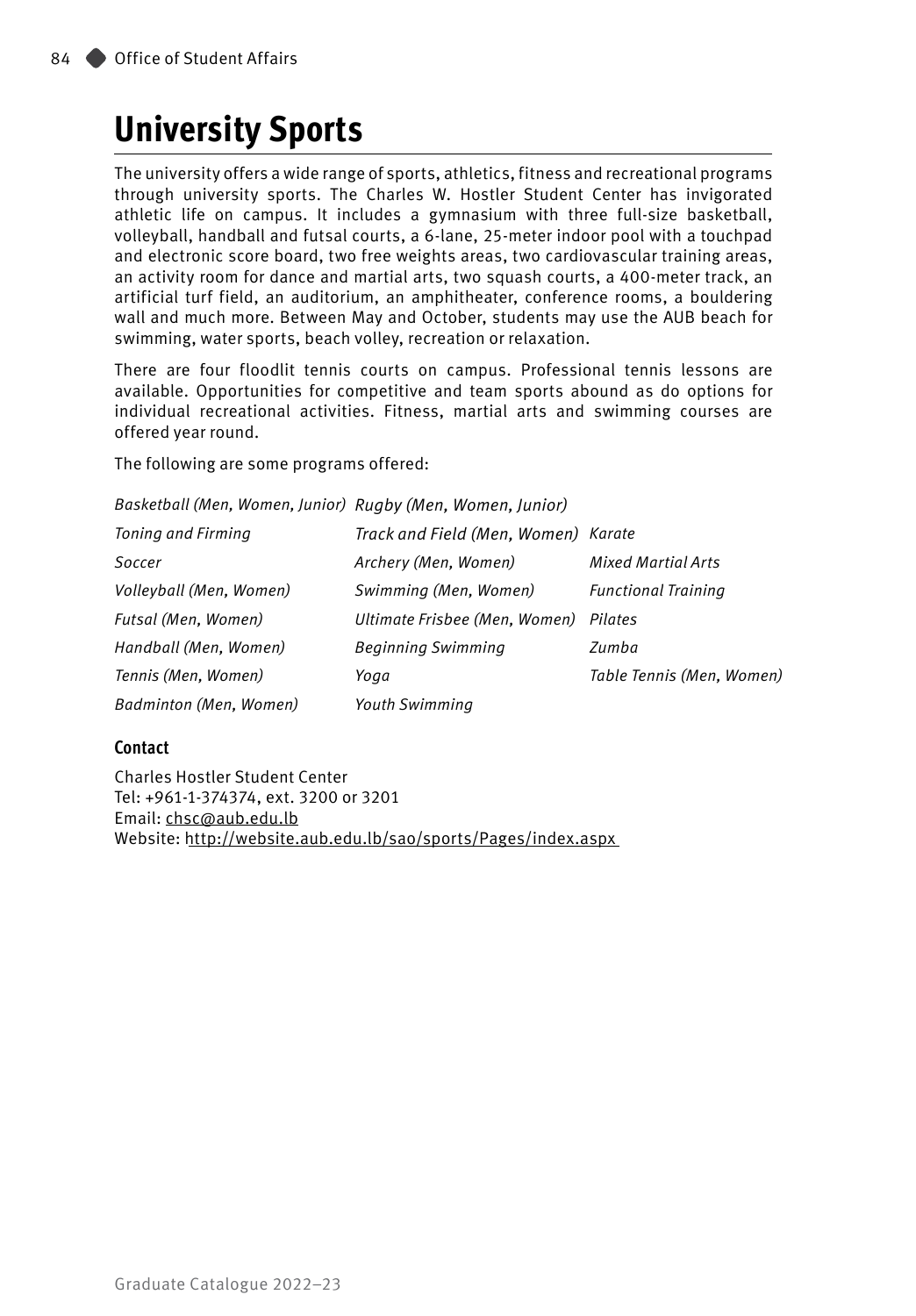# University Sports

The university offers a wide range of sports, athletics, fitness and recreational programs through university sports. The Charles W. Hostler Student Center has invigorated athletic life on campus. It includes a gymnasium with three full-size basketball, volleyball, handball and futsal courts, a 6-lane, 25-meter indoor pool with a touchpad and electronic score board, two free weights areas, two cardiovascular training areas, an activity room for dance and martial arts, two squash courts, a 400-meter track, an artificial turf field, an auditorium, an amphitheater, conference rooms, a bouldering wall and much more. Between May and October, students may use the AUB beach for swimming, water sports, beach volley, recreation or relaxation.

There are four floodlit tennis courts on campus. Professional tennis lessons are available. Opportunities for competitive and team sports abound as do options for individual recreational activities. Fitness, martial arts and swimming courses are offered year round.

The following are some programs offered:

| | | |
|---|---|---|
| *Basketball (Men, Women, Junior)* | *Rugby (Men, Women, Junior)* | |
| *Toning and Firming* | *Track and Field (Men, Women)* | *Karate* |
| *Soccer* | *Archery (Men, Women)* | *Mixed Martial Arts* |
| *Volleyball (Men, Women)* | *Swimming (Men, Women)* | *Functional Training* |
| *Futsal (Men, Women)* | *Ultimate Frisbee (Men, Women)* | *Pilates* |
| *Handball (Men, Women)* | *Beginning Swimming* | *Zumba* |
| *Tennis (Men, Women)* | *Yoga* | *Table Tennis (Men, Women)* |
| *Badminton (Men, Women)* | *Youth Swimming* | |

### Contact

Charles Hostler Student Center
Tel: +961-1-374374, ext. 3200 or 3201
Email: chsc@aub.edu.lb
Website: http://website.aub.edu.lb/sao/sports/Pages/index.aspx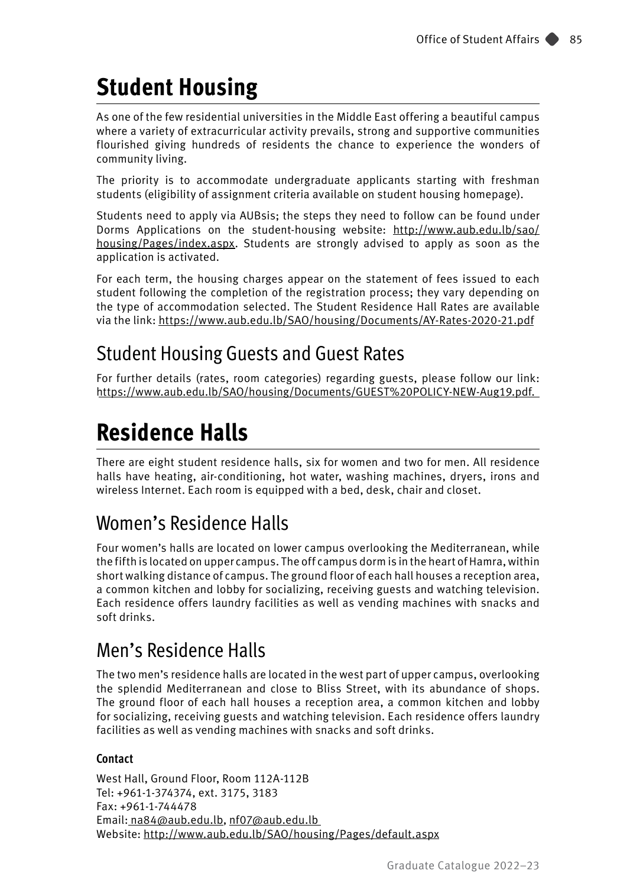# Student Housing

As one of the few residential universities in the Middle East offering a beautiful campus where a variety of extracurricular activity prevails, strong and supportive communities flourished giving hundreds of residents the chance to experience the wonders of community living.

The priority is to accommodate undergraduate applicants starting with freshman students (eligibility of assignment criteria available on student housing homepage).

Students need to apply via AUBsis; the steps they need to follow can be found under Dorms Applications on the student-housing website: http://www.aub.edu.lb/sao/housing/Pages/index.aspx. Students are strongly advised to apply as soon as the application is activated.

For each term, the housing charges appear on the statement of fees issued to each student following the completion of the registration process; they vary depending on the type of accommodation selected. The Student Residence Hall Rates are available via the link: https://www.aub.edu.lb/SAO/housing/Documents/AY-Rates-2020-21.pdf

## Student Housing Guests and Guest Rates

For further details (rates, room categories) regarding guests, please follow our link: https://www.aub.edu.lb/SAO/housing/Documents/GUEST%20POLICY-NEW-Aug19.pdf.

# Residence Halls

There are eight student residence halls, six for women and two for men. All residence halls have heating, air-conditioning, hot water, washing machines, dryers, irons and wireless Internet. Each room is equipped with a bed, desk, chair and closet.

## Women's Residence Halls

Four women's halls are located on lower campus overlooking the Mediterranean, while the fifth is located on upper campus. The off campus dorm is in the heart of Hamra, within short walking distance of campus. The ground floor of each hall houses a reception area, a common kitchen and lobby for socializing, receiving guests and watching television. Each residence offers laundry facilities as well as vending machines with snacks and soft drinks.

## Men's Residence Halls

The two men's residence halls are located in the west part of upper campus, overlooking the splendid Mediterranean and close to Bliss Street, with its abundance of shops. The ground floor of each hall houses a reception area, a common kitchen and lobby for socializing, receiving guests and watching television. Each residence offers laundry facilities as well as vending machines with snacks and soft drinks.

### Contact

West Hall, Ground Floor, Room 112A-112B
Tel: +961-1-374374, ext. 3175, 3183
Fax: +961-1-744478
Email: na84@aub.edu.lb, nf07@aub.edu.lb
Website: http://www.aub.edu.lb/SAO/housing/Pages/default.aspx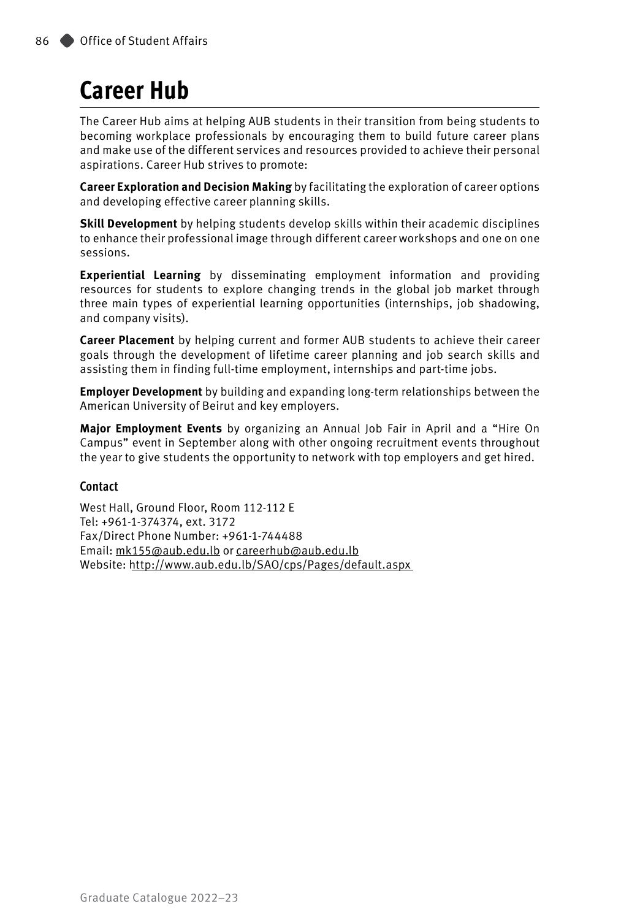# Career Hub

The Career Hub aims at helping AUB students in their transition from being students to becoming workplace professionals by encouraging them to build future career plans and make use of the different services and resources provided to achieve their personal aspirations. Career Hub strives to promote:

**Career Exploration and Decision Making** by facilitating the exploration of career options and developing effective career planning skills.

**Skill Development** by helping students develop skills within their academic disciplines to enhance their professional image through different career workshops and one on one sessions.

**Experiential Learning** by disseminating employment information and providing resources for students to explore changing trends in the global job market through three main types of experiential learning opportunities (internships, job shadowing, and company visits).

**Career Placement** by helping current and former AUB students to achieve their career goals through the development of lifetime career planning and job search skills and assisting them in finding full-time employment, internships and part-time jobs.

**Employer Development** by building and expanding long-term relationships between the American University of Beirut and key employers.

**Major Employment Events** by organizing an Annual Job Fair in April and a "Hire On Campus" event in September along with other ongoing recruitment events throughout the year to give students the opportunity to network with top employers and get hired.

### Contact

West Hall, Ground Floor, Room 112-112 E
Tel: +961-1-374374, ext. 3172
Fax/Direct Phone Number: +961-1-744488
Email: mk155@aub.edu.lb or careerhub@aub.edu.lb
Website: http://www.aub.edu.lb/SAO/cps/Pages/default.aspx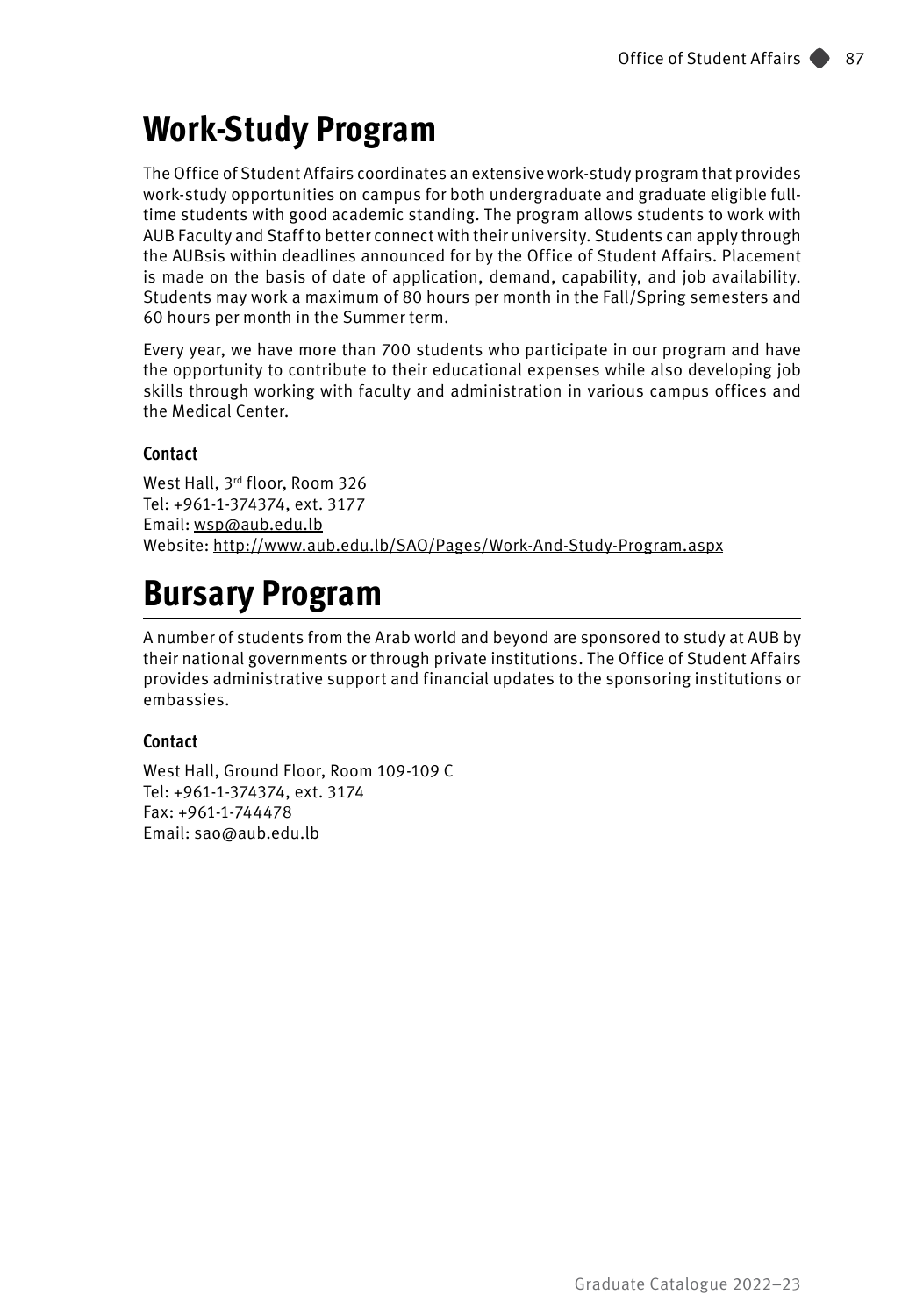# Work-Study Program

The Office of Student Affairs coordinates an extensive work-study program that provides work-study opportunities on campus for both undergraduate and graduate eligible full-time students with good academic standing. The program allows students to work with AUB Faculty and Staff to better connect with their university. Students can apply through the AUBsis within deadlines announced for by the Office of Student Affairs. Placement is made on the basis of date of application, demand, capability, and job availability. Students may work a maximum of 80 hours per month in the Fall/Spring semesters and 60 hours per month in the Summer term.

Every year, we have more than 700 students who participate in our program and have the opportunity to contribute to their educational expenses while also developing job skills through working with faculty and administration in various campus offices and the Medical Center.

### Contact

West Hall, 3rd floor, Room 326
Tel: +961-1-374374, ext. 3177
Email: wsp@aub.edu.lb
Website: http://www.aub.edu.lb/SAO/Pages/Work-And-Study-Program.aspx

# Bursary Program

A number of students from the Arab world and beyond are sponsored to study at AUB by their national governments or through private institutions. The Office of Student Affairs provides administrative support and financial updates to the sponsoring institutions or embassies.

### Contact

West Hall, Ground Floor, Room 109-109 C
Tel: +961-1-374374, ext. 3174
Fax: +961-1-744478
Email: sao@aub.edu.lb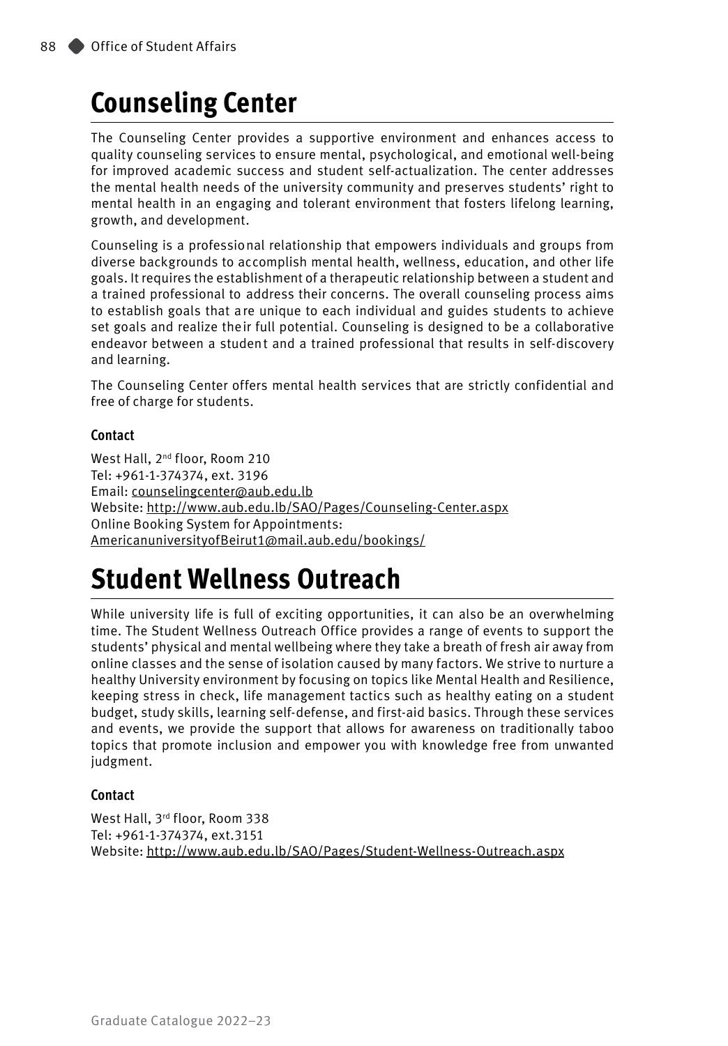# Counseling Center

The Counseling Center provides a supportive environment and enhances access to quality counseling services to ensure mental, psychological, and emotional well-being for improved academic success and student self-actualization. The center addresses the mental health needs of the university community and preserves students' right to mental health in an engaging and tolerant environment that fosters lifelong learning, growth, and development.

Counseling is a professional relationship that empowers individuals and groups from diverse backgrounds to accomplish mental health, wellness, education, and other life goals. It requires the establishment of a therapeutic relationship between a student and a trained professional to address their concerns. The overall counseling process aims to establish goals that are unique to each individual and guides students to achieve set goals and realize their full potential. Counseling is designed to be a collaborative endeavor between a student and a trained professional that results in self-discovery and learning.

The Counseling Center offers mental health services that are strictly confidential and free of charge for students.

### Contact

West Hall, 2nd floor, Room 210
Tel: +961-1-374374, ext. 3196
Email: counselingcenter@aub.edu.lb
Website: http://www.aub.edu.lb/SAO/Pages/Counseling-Center.aspx
Online Booking System for Appointments:
AmericanuniversityofBeirut1@mail.aub.edu/bookings/

# Student Wellness Outreach

While university life is full of exciting opportunities, it can also be an overwhelming time. The Student Wellness Outreach Office provides a range of events to support the students' physical and mental wellbeing where they take a breath of fresh air away from online classes and the sense of isolation caused by many factors. We strive to nurture a healthy University environment by focusing on topics like Mental Health and Resilience, keeping stress in check, life management tactics such as healthy eating on a student budget, study skills, learning self-defense, and first-aid basics. Through these services and events, we provide the support that allows for awareness on traditionally taboo topics that promote inclusion and empower you with knowledge free from unwanted judgment.

### Contact

West Hall, 3rd floor, Room 338
Tel: +961-1-374374, ext.3151
Website: http://www.aub.edu.lb/SAO/Pages/Student-Wellness-Outreach.aspx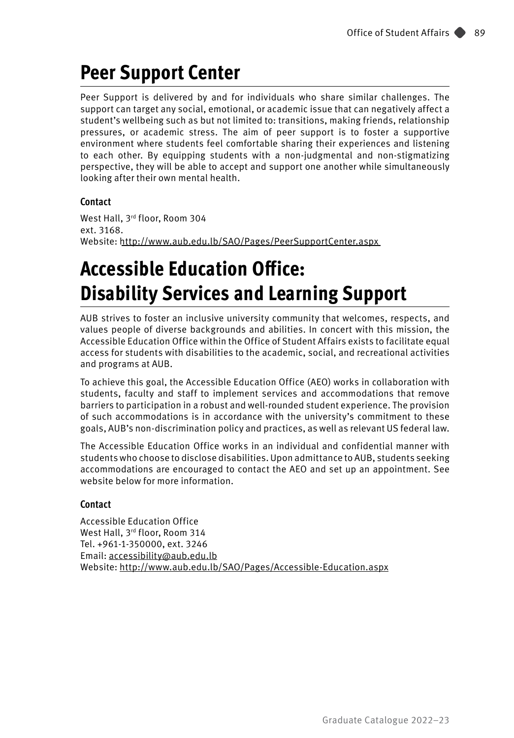# Peer Support Center

Peer Support is delivered by and for individuals who share similar challenges. The support can target any social, emotional, or academic issue that can negatively affect a student's wellbeing such as but not limited to: transitions, making friends, relationship pressures, or academic stress. The aim of peer support is to foster a supportive environment where students feel comfortable sharing their experiences and listening to each other. By equipping students with a non-judgmental and non-stigmatizing perspective, they will be able to accept and support one another while simultaneously looking after their own mental health.

### Contact

West Hall, 3rd floor, Room 304
ext. 3168.
Website: http://www.aub.edu.lb/SAO/Pages/PeerSupportCenter.aspx

# Accessible Education Office: Disability Services and Learning Support

AUB strives to foster an inclusive university community that welcomes, respects, and values people of diverse backgrounds and abilities. In concert with this mission, the Accessible Education Office within the Office of Student Affairs exists to facilitate equal access for students with disabilities to the academic, social, and recreational activities and programs at AUB.

To achieve this goal, the Accessible Education Office (AEO) works in collaboration with students, faculty and staff to implement services and accommodations that remove barriers to participation in a robust and well-rounded student experience. The provision of such accommodations is in accordance with the university's commitment to these goals, AUB's non-discrimination policy and practices, as well as relevant US federal law.

The Accessible Education Office works in an individual and confidential manner with students who choose to disclose disabilities. Upon admittance to AUB, students seeking accommodations are encouraged to contact the AEO and set up an appointment. See website below for more information.

### Contact

Accessible Education Office
West Hall, 3rd floor, Room 314
Tel. +961-1-350000, ext. 3246
Email: accessibility@aub.edu.lb
Website: http://www.aub.edu.lb/SAO/Pages/Accessible-Education.aspx